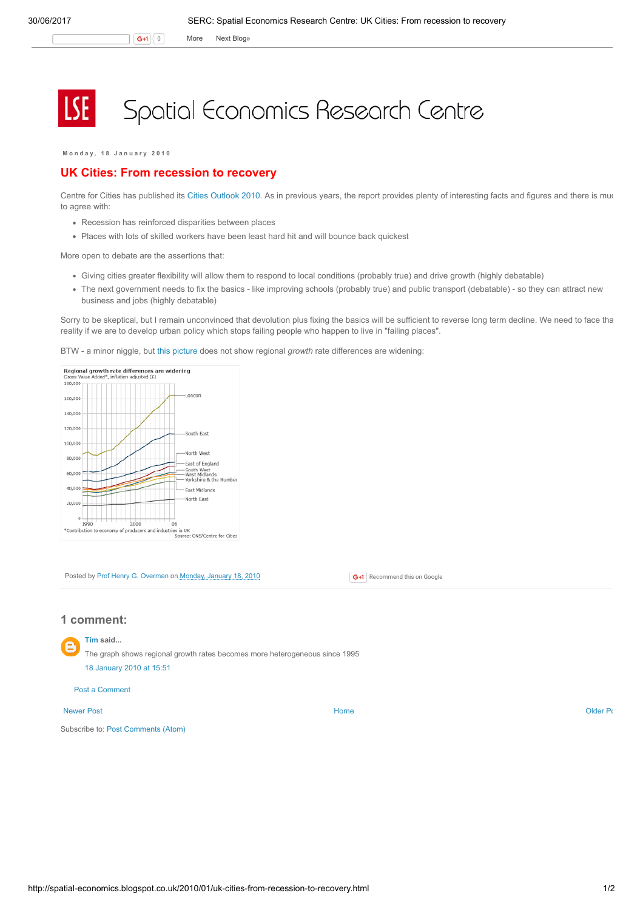# Spatial Economics Research Centre

Monday, 18 January 2010

## UK Cities: From recession to recovery

Centre for Cities has published its Cities Outlook 2010. As in previous years, the report provides plenty of interesting facts and figures and there is muc to agree with:

- Recession has reinforced disparities between places
- Places with lots of skilled workers have been least hard hit and will bounce back quickest

More open to debate are the assertions that:

- Giving cities greater flexibility will allow them to respond to local conditions (probably true) and drive growth (highly debatable)
- The next government needs to fix the basics - like improving schools (probably true) and public transport (debatable) - so they can attract new business and jobs (highly debatable)

Sorry to be skeptical, but I remain unconvinced that devolution plus fixing the basics will be sufficient to reverse long term decline. We need to face tha reality if we are to develop urban policy which stops failing people who happen to live in "failing places".

BTW - a minor niggle, but this picture does not show regional *growth* rate differences are widening:

Regional growth rate differences are widening
Gross Value Added*, inflation adjusted (£)

*Contribution to economy of producers and industries in UK
Source: ONS/Centre for Cities

Posted by Prof Henry G. Overman on Monday, January 18, 2010

## 1 comment:

**Tim said...**

The graph shows regional growth rates becomes more heterogeneous since 1995

18 January 2010 at 15:51

Post a Comment

Newer Post | Home | Older Po

Subscribe to: Post Comments (Atom)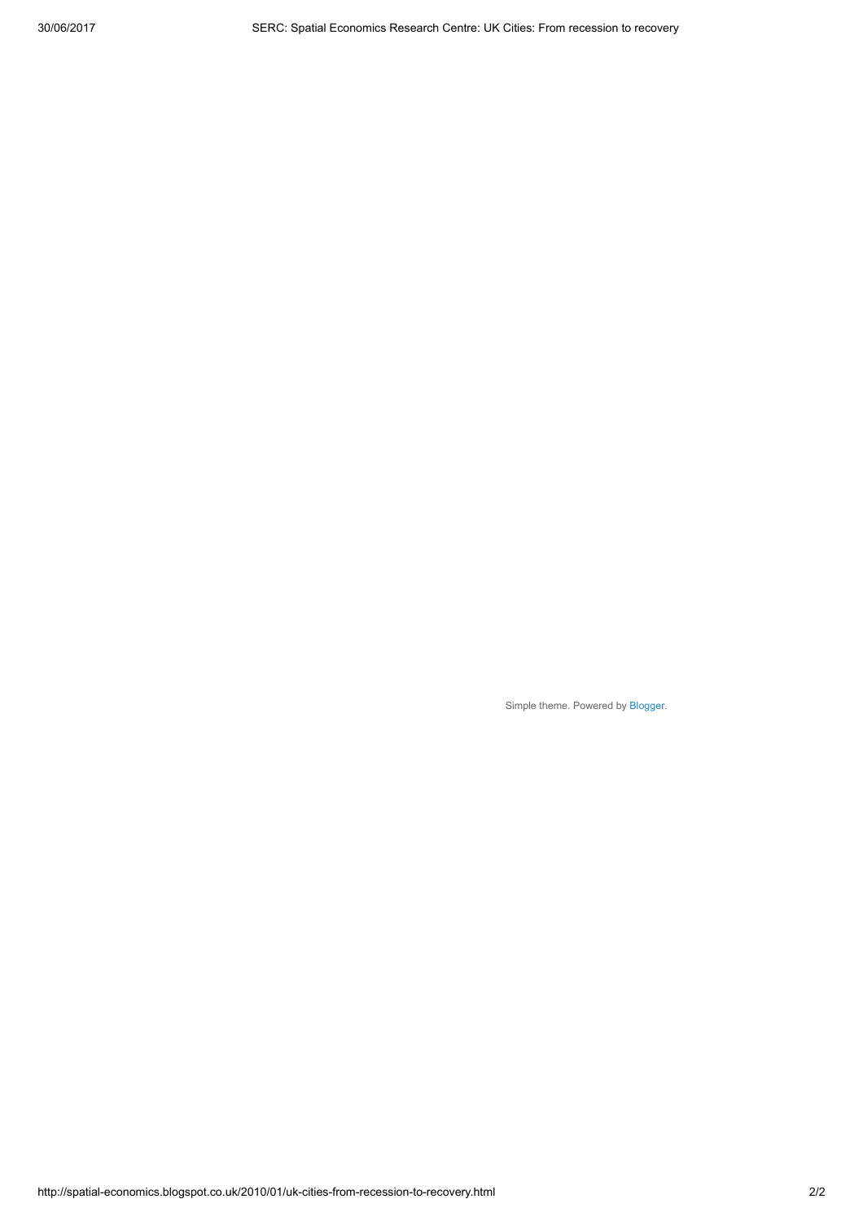Simple theme. Powered by Blogger.